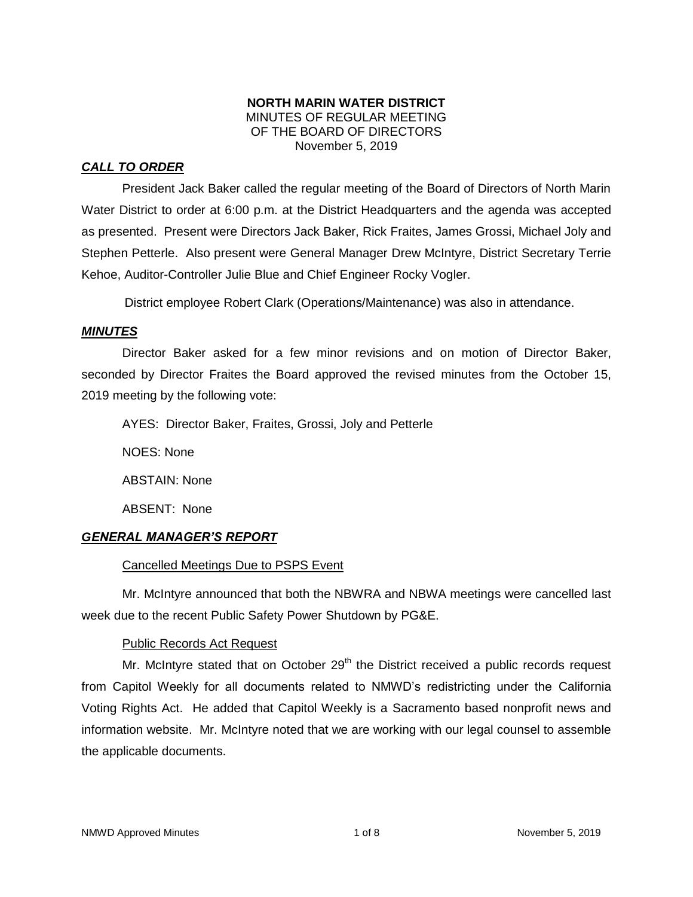**NORTH MARIN WATER DISTRICT**
MINUTES OF REGULAR MEETING
OF THE BOARD OF DIRECTORS
November 5, 2019

## ***CALL TO ORDER***

President Jack Baker called the regular meeting of the Board of Directors of North Marin Water District to order at 6:00 p.m. at the District Headquarters and the agenda was accepted as presented. Present were Directors Jack Baker, Rick Fraites, James Grossi, Michael Joly and Stephen Petterle. Also present were General Manager Drew McIntyre, District Secretary Terrie Kehoe, Auditor-Controller Julie Blue and Chief Engineer Rocky Vogler.

District employee Robert Clark (Operations/Maintenance) was also in attendance.

## ***MINUTES***

Director Baker asked for a few minor revisions and on motion of Director Baker, seconded by Director Fraites the Board approved the revised minutes from the October 15, 2019 meeting by the following vote:

AYES: Director Baker, Fraites, Grossi, Joly and Petterle

NOES: None

ABSTAIN: None

ABSENT: None

## ***GENERAL MANAGER'S REPORT***

### Cancelled Meetings Due to PSPS Event

Mr. McIntyre announced that both the NBWRA and NBWA meetings were cancelled last week due to the recent Public Safety Power Shutdown by PG&E.

### Public Records Act Request

Mr. McIntyre stated that on October 29th the District received a public records request from Capitol Weekly for all documents related to NMWD's redistricting under the California Voting Rights Act. He added that Capitol Weekly is a Sacramento based nonprofit news and information website. Mr. McIntyre noted that we are working with our legal counsel to assemble the applicable documents.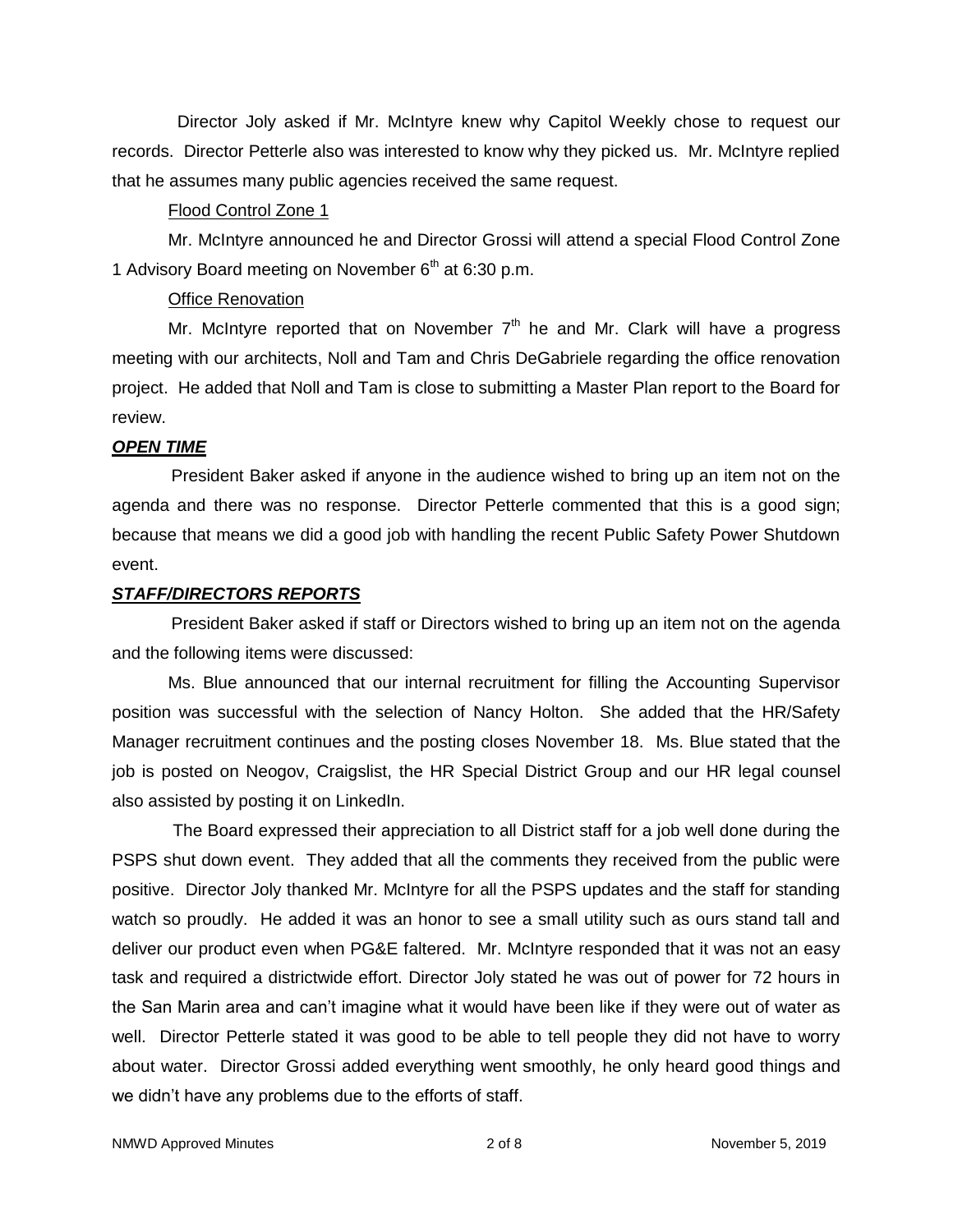Director Joly asked if Mr. McIntyre knew why Capitol Weekly chose to request our records. Director Petterle also was interested to know why they picked us. Mr. McIntyre replied that he assumes many public agencies received the same request.

Flood Control Zone 1

Mr. McIntyre announced he and Director Grossi will attend a special Flood Control Zone 1 Advisory Board meeting on November 6th at 6:30 p.m.

Office Renovation

Mr. McIntyre reported that on November 7th he and Mr. Clark will have a progress meeting with our architects, Noll and Tam and Chris DeGabriele regarding the office renovation project. He added that Noll and Tam is close to submitting a Master Plan report to the Board for review.

***OPEN TIME***

President Baker asked if anyone in the audience wished to bring up an item not on the agenda and there was no response. Director Petterle commented that this is a good sign; because that means we did a good job with handling the recent Public Safety Power Shutdown event.

***STAFF/DIRECTORS REPORTS***

President Baker asked if staff or Directors wished to bring up an item not on the agenda and the following items were discussed:

Ms. Blue announced that our internal recruitment for filling the Accounting Supervisor position was successful with the selection of Nancy Holton. She added that the HR/Safety Manager recruitment continues and the posting closes November 18. Ms. Blue stated that the job is posted on Neogov, Craigslist, the HR Special District Group and our HR legal counsel also assisted by posting it on LinkedIn.

The Board expressed their appreciation to all District staff for a job well done during the PSPS shut down event. They added that all the comments they received from the public were positive. Director Joly thanked Mr. McIntyre for all the PSPS updates and the staff for standing watch so proudly. He added it was an honor to see a small utility such as ours stand tall and deliver our product even when PG&E faltered. Mr. McIntyre responded that it was not an easy task and required a districtwide effort. Director Joly stated he was out of power for 72 hours in the San Marin area and can't imagine what it would have been like if they were out of water as well. Director Petterle stated it was good to be able to tell people they did not have to worry about water. Director Grossi added everything went smoothly, he only heard good things and we didn't have any problems due to the efforts of staff.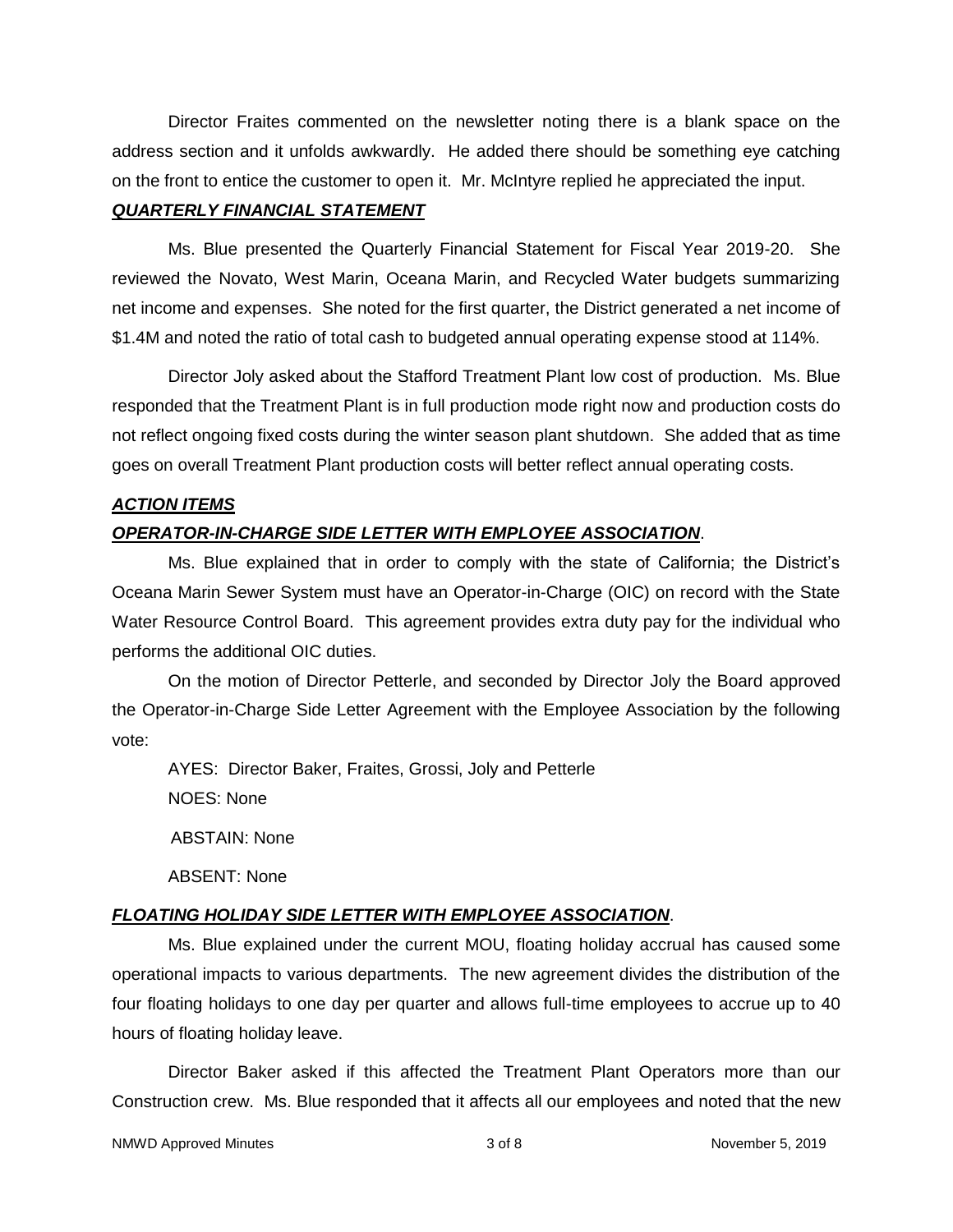Director Fraites commented on the newsletter noting there is a blank space on the address section and it unfolds awkwardly. He added there should be something eye catching on the front to entice the customer to open it. Mr. McIntyre replied he appreciated the input.

***QUARTERLY FINANCIAL STATEMENT***

Ms. Blue presented the Quarterly Financial Statement for Fiscal Year 2019-20. She reviewed the Novato, West Marin, Oceana Marin, and Recycled Water budgets summarizing net income and expenses. She noted for the first quarter, the District generated a net income of $1.4M and noted the ratio of total cash to budgeted annual operating expense stood at 114%.

Director Joly asked about the Stafford Treatment Plant low cost of production. Ms. Blue responded that the Treatment Plant is in full production mode right now and production costs do not reflect ongoing fixed costs during the winter season plant shutdown. She added that as time goes on overall Treatment Plant production costs will better reflect annual operating costs.

***ACTION ITEMS***

***OPERATOR-IN-CHARGE SIDE LETTER WITH EMPLOYEE ASSOCIATION***.

Ms. Blue explained that in order to comply with the state of California; the District's Oceana Marin Sewer System must have an Operator-in-Charge (OIC) on record with the State Water Resource Control Board. This agreement provides extra duty pay for the individual who performs the additional OIC duties.

On the motion of Director Petterle, and seconded by Director Joly the Board approved the Operator-in-Charge Side Letter Agreement with the Employee Association by the following vote:

AYES: Director Baker, Fraites, Grossi, Joly and Petterle

NOES: None

ABSTAIN: None

ABSENT: None

***FLOATING HOLIDAY SIDE LETTER WITH EMPLOYEE ASSOCIATION***.

Ms. Blue explained under the current MOU, floating holiday accrual has caused some operational impacts to various departments. The new agreement divides the distribution of the four floating holidays to one day per quarter and allows full-time employees to accrue up to 40 hours of floating holiday leave.

Director Baker asked if this affected the Treatment Plant Operators more than our Construction crew. Ms. Blue responded that it affects all our employees and noted that the new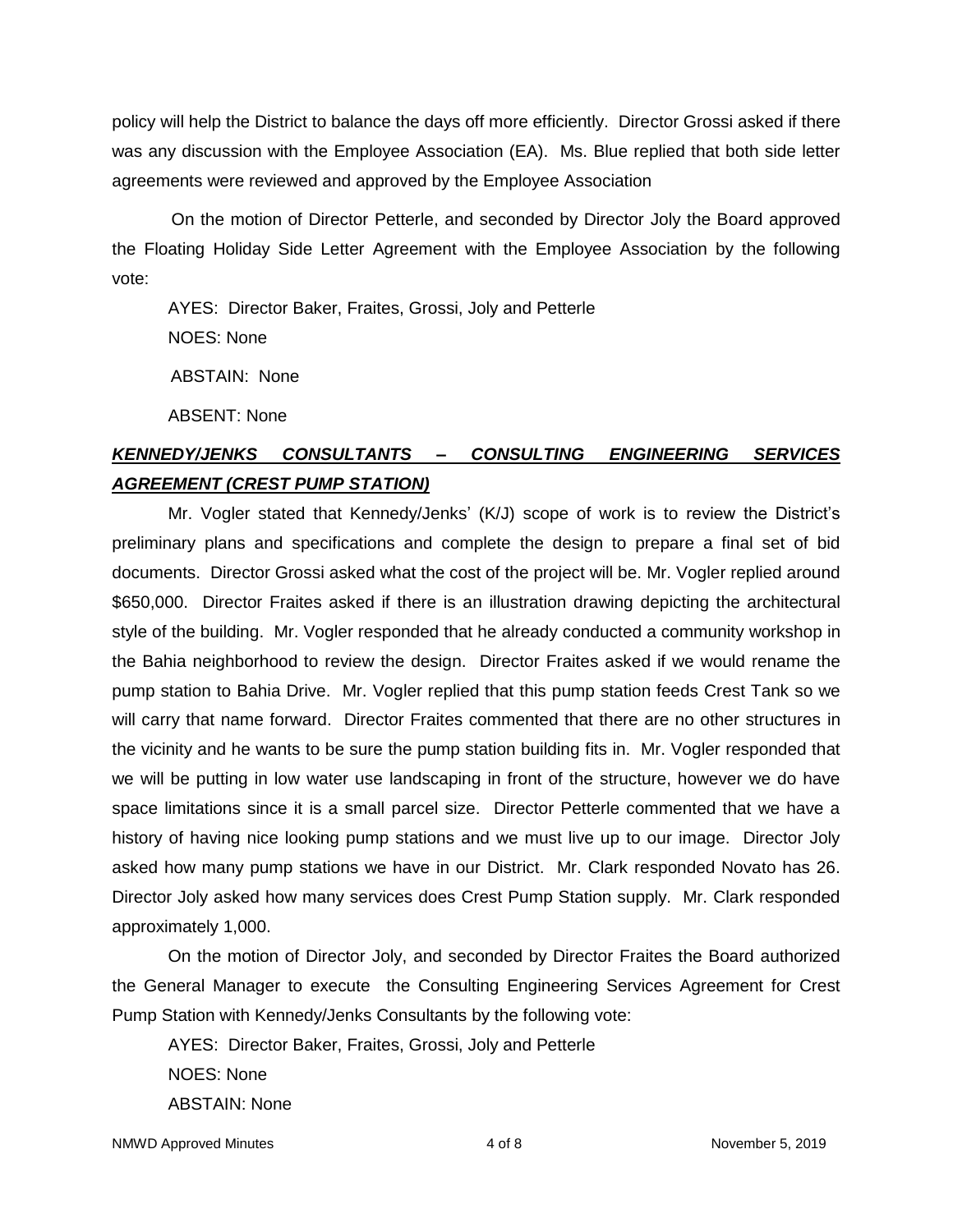policy will help the District to balance the days off more efficiently. Director Grossi asked if there was any discussion with the Employee Association (EA). Ms. Blue replied that both side letter agreements were reviewed and approved by the Employee Association

On the motion of Director Petterle, and seconded by Director Joly the Board approved the Floating Holiday Side Letter Agreement with the Employee Association by the following vote:

AYES: Director Baker, Fraites, Grossi, Joly and Petterle

NOES: None

ABSTAIN: None

ABSENT: None

***KENNEDY/JENKS CONSULTANTS – CONSULTING ENGINEERING SERVICES AGREEMENT (CREST PUMP STATION)***

Mr. Vogler stated that Kennedy/Jenks' (K/J) scope of work is to review the District's preliminary plans and specifications and complete the design to prepare a final set of bid documents. Director Grossi asked what the cost of the project will be. Mr. Vogler replied around $650,000. Director Fraites asked if there is an illustration drawing depicting the architectural style of the building. Mr. Vogler responded that he already conducted a community workshop in the Bahia neighborhood to review the design. Director Fraites asked if we would rename the pump station to Bahia Drive. Mr. Vogler replied that this pump station feeds Crest Tank so we will carry that name forward. Director Fraites commented that there are no other structures in the vicinity and he wants to be sure the pump station building fits in. Mr. Vogler responded that we will be putting in low water use landscaping in front of the structure, however we do have space limitations since it is a small parcel size. Director Petterle commented that we have a history of having nice looking pump stations and we must live up to our image. Director Joly asked how many pump stations we have in our District. Mr. Clark responded Novato has 26. Director Joly asked how many services does Crest Pump Station supply. Mr. Clark responded approximately 1,000.

On the motion of Director Joly, and seconded by Director Fraites the Board authorized the General Manager to execute the Consulting Engineering Services Agreement for Crest Pump Station with Kennedy/Jenks Consultants by the following vote:

AYES: Director Baker, Fraites, Grossi, Joly and Petterle

NOES: None

ABSTAIN: None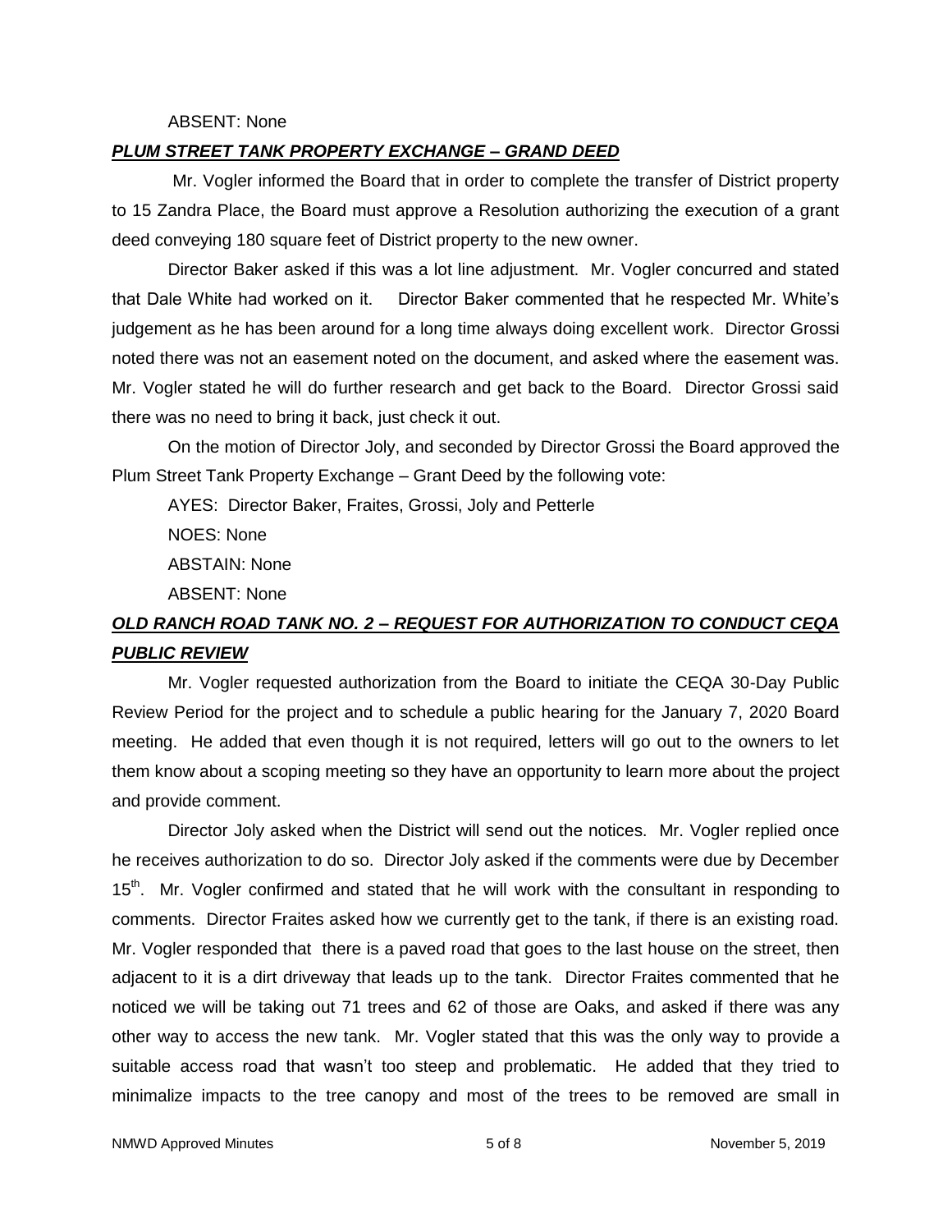ABSENT: None

***PLUM STREET TANK PROPERTY EXCHANGE – GRAND DEED***

Mr. Vogler informed the Board that in order to complete the transfer of District property to 15 Zandra Place, the Board must approve a Resolution authorizing the execution of a grant deed conveying 180 square feet of District property to the new owner.

Director Baker asked if this was a lot line adjustment. Mr. Vogler concurred and stated that Dale White had worked on it. Director Baker commented that he respected Mr. White's judgement as he has been around for a long time always doing excellent work. Director Grossi noted there was not an easement noted on the document, and asked where the easement was. Mr. Vogler stated he will do further research and get back to the Board. Director Grossi said there was no need to bring it back, just check it out.

On the motion of Director Joly, and seconded by Director Grossi the Board approved the Plum Street Tank Property Exchange – Grant Deed by the following vote:

AYES: Director Baker, Fraites, Grossi, Joly and Petterle

NOES: None

ABSTAIN: None

ABSENT: None

***OLD RANCH ROAD TANK NO. 2 – REQUEST FOR AUTHORIZATION TO CONDUCT CEQA PUBLIC REVIEW***

Mr. Vogler requested authorization from the Board to initiate the CEQA 30-Day Public Review Period for the project and to schedule a public hearing for the January 7, 2020 Board meeting. He added that even though it is not required, letters will go out to the owners to let them know about a scoping meeting so they have an opportunity to learn more about the project and provide comment.

Director Joly asked when the District will send out the notices. Mr. Vogler replied once he receives authorization to do so. Director Joly asked if the comments were due by December 15th. Mr. Vogler confirmed and stated that he will work with the consultant in responding to comments. Director Fraites asked how we currently get to the tank, if there is an existing road. Mr. Vogler responded that there is a paved road that goes to the last house on the street, then adjacent to it is a dirt driveway that leads up to the tank. Director Fraites commented that he noticed we will be taking out 71 trees and 62 of those are Oaks, and asked if there was any other way to access the new tank. Mr. Vogler stated that this was the only way to provide a suitable access road that wasn't too steep and problematic. He added that they tried to minimalize impacts to the tree canopy and most of the trees to be removed are small in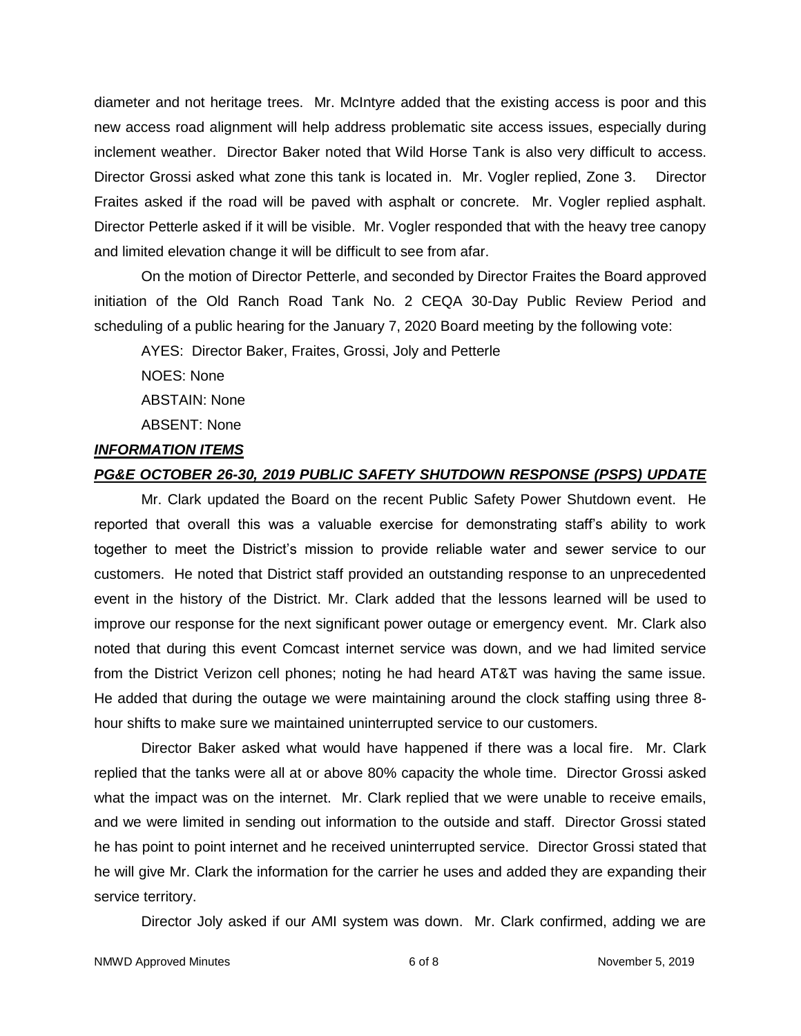diameter and not heritage trees. Mr. McIntyre added that the existing access is poor and this new access road alignment will help address problematic site access issues, especially during inclement weather. Director Baker noted that Wild Horse Tank is also very difficult to access. Director Grossi asked what zone this tank is located in. Mr. Vogler replied, Zone 3. Director Fraites asked if the road will be paved with asphalt or concrete. Mr. Vogler replied asphalt. Director Petterle asked if it will be visible. Mr. Vogler responded that with the heavy tree canopy and limited elevation change it will be difficult to see from afar.

On the motion of Director Petterle, and seconded by Director Fraites the Board approved initiation of the Old Ranch Road Tank No. 2 CEQA 30-Day Public Review Period and scheduling of a public hearing for the January 7, 2020 Board meeting by the following vote:

AYES: Director Baker, Fraites, Grossi, Joly and Petterle

NOES: None

ABSTAIN: None

ABSENT: None

***INFORMATION ITEMS***

***PG&E OCTOBER 26-30, 2019 PUBLIC SAFETY SHUTDOWN RESPONSE (PSPS) UPDATE***

Mr. Clark updated the Board on the recent Public Safety Power Shutdown event. He reported that overall this was a valuable exercise for demonstrating staff's ability to work together to meet the District's mission to provide reliable water and sewer service to our customers. He noted that District staff provided an outstanding response to an unprecedented event in the history of the District. Mr. Clark added that the lessons learned will be used to improve our response for the next significant power outage or emergency event. Mr. Clark also noted that during this event Comcast internet service was down, and we had limited service from the District Verizon cell phones; noting he had heard AT&T was having the same issue. He added that during the outage we were maintaining around the clock staffing using three 8-hour shifts to make sure we maintained uninterrupted service to our customers.

Director Baker asked what would have happened if there was a local fire. Mr. Clark replied that the tanks were all at or above 80% capacity the whole time. Director Grossi asked what the impact was on the internet. Mr. Clark replied that we were unable to receive emails, and we were limited in sending out information to the outside and staff. Director Grossi stated he has point to point internet and he received uninterrupted service. Director Grossi stated that he will give Mr. Clark the information for the carrier he uses and added they are expanding their service territory.

Director Joly asked if our AMI system was down. Mr. Clark confirmed, adding we are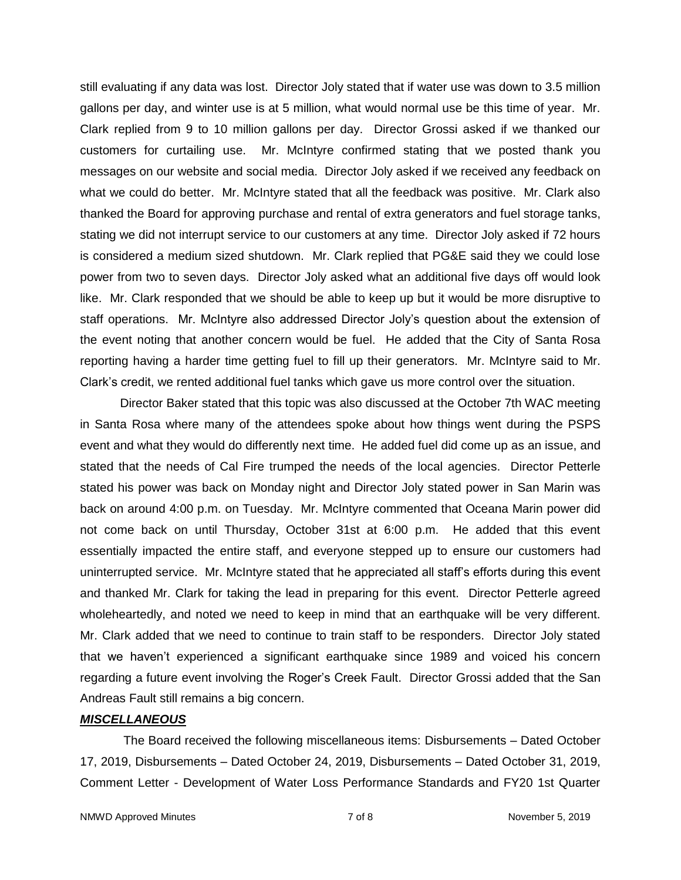still evaluating if any data was lost. Director Joly stated that if water use was down to 3.5 million gallons per day, and winter use is at 5 million, what would normal use be this time of year. Mr. Clark replied from 9 to 10 million gallons per day. Director Grossi asked if we thanked our customers for curtailing use. Mr. McIntyre confirmed stating that we posted thank you messages on our website and social media. Director Joly asked if we received any feedback on what we could do better. Mr. McIntyre stated that all the feedback was positive. Mr. Clark also thanked the Board for approving purchase and rental of extra generators and fuel storage tanks, stating we did not interrupt service to our customers at any time. Director Joly asked if 72 hours is considered a medium sized shutdown. Mr. Clark replied that PG&E said they we could lose power from two to seven days. Director Joly asked what an additional five days off would look like. Mr. Clark responded that we should be able to keep up but it would be more disruptive to staff operations. Mr. McIntyre also addressed Director Joly's question about the extension of the event noting that another concern would be fuel. He added that the City of Santa Rosa reporting having a harder time getting fuel to fill up their generators. Mr. McIntyre said to Mr. Clark's credit, we rented additional fuel tanks which gave us more control over the situation.

Director Baker stated that this topic was also discussed at the October 7th WAC meeting in Santa Rosa where many of the attendees spoke about how things went during the PSPS event and what they would do differently next time. He added fuel did come up as an issue, and stated that the needs of Cal Fire trumped the needs of the local agencies. Director Petterle stated his power was back on Monday night and Director Joly stated power in San Marin was back on around 4:00 p.m. on Tuesday. Mr. McIntyre commented that Oceana Marin power did not come back on until Thursday, October 31st at 6:00 p.m. He added that this event essentially impacted the entire staff, and everyone stepped up to ensure our customers had uninterrupted service. Mr. McIntyre stated that he appreciated all staff's efforts during this event and thanked Mr. Clark for taking the lead in preparing for this event. Director Petterle agreed wholeheartedly, and noted we need to keep in mind that an earthquake will be very different. Mr. Clark added that we need to continue to train staff to be responders. Director Joly stated that we haven't experienced a significant earthquake since 1989 and voiced his concern regarding a future event involving the Roger's Creek Fault. Director Grossi added that the San Andreas Fault still remains a big concern.

***MISCELLANEOUS***

The Board received the following miscellaneous items: Disbursements – Dated October 17, 2019, Disbursements – Dated October 24, 2019, Disbursements – Dated October 31, 2019, Comment Letter - Development of Water Loss Performance Standards and FY20 1st Quarter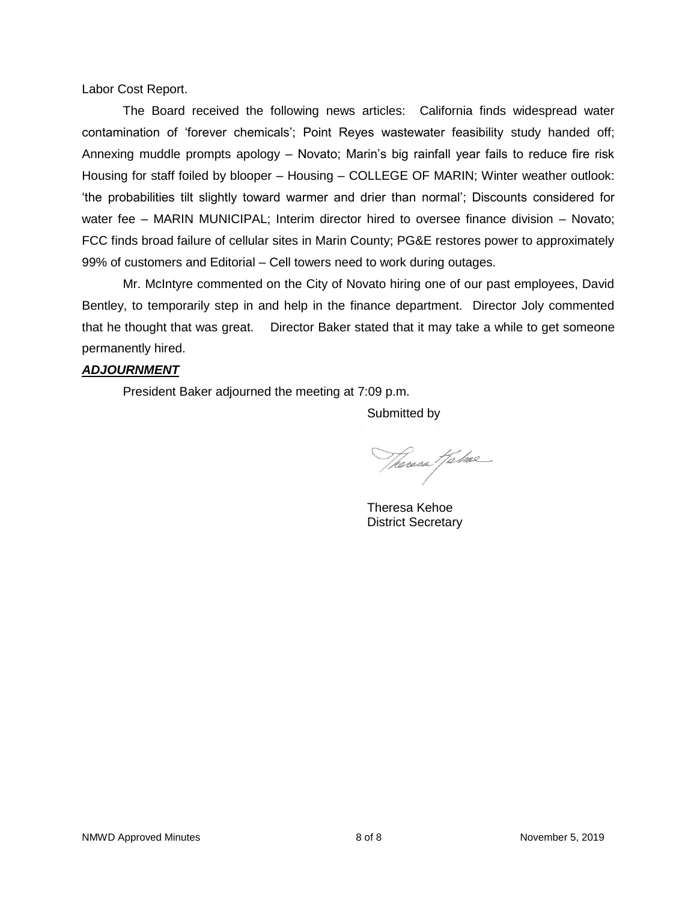Labor Cost Report.

The Board received the following news articles: California finds widespread water contamination of 'forever chemicals'; Point Reyes wastewater feasibility study handed off; Annexing muddle prompts apology – Novato; Marin's big rainfall year fails to reduce fire risk Housing for staff foiled by blooper – Housing – COLLEGE OF MARIN; Winter weather outlook: 'the probabilities tilt slightly toward warmer and drier than normal'; Discounts considered for water fee – MARIN MUNICIPAL; Interim director hired to oversee finance division – Novato; FCC finds broad failure of cellular sites in Marin County; PG&E restores power to approximately 99% of customers and Editorial – Cell towers need to work during outages.

Mr. McIntyre commented on the City of Novato hiring one of our past employees, David Bentley, to temporarily step in and help in the finance department. Director Joly commented that he thought that was great. Director Baker stated that it may take a while to get someone permanently hired.

***ADJOURNMENT***

President Baker adjourned the meeting at 7:09 p.m.

Submitted by

Theresa Kehoe
District Secretary